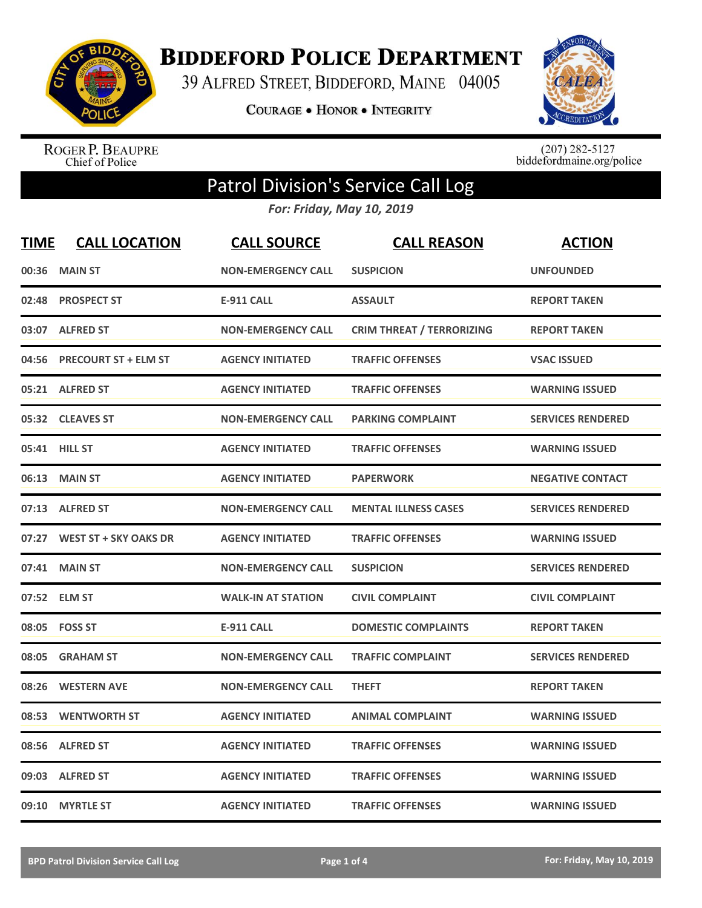# Biddeford Police Department

39 Alfred Street, Biddeford, Maine 04005

Courage • Honor • Integrity

Roger P. Beaupre
Chief of Police

(207) 282-5127
biddefordmaine.org/police

## Patrol Division's Service Call Log

*For: Friday, May 10, 2019*

| TIME | CALL LOCATION | CALL SOURCE | CALL REASON | ACTION |
|---|---|---|---|---|
| 00:36 | MAIN ST | NON-EMERGENCY CALL | SUSPICION | UNFOUNDED |
| 02:48 | PROSPECT ST | E-911 CALL | ASSAULT | REPORT TAKEN |
| 03:07 | ALFRED ST | NON-EMERGENCY CALL | CRIM THREAT / TERRORIZING | REPORT TAKEN |
| 04:56 | PRECOURT ST + ELM ST | AGENCY INITIATED | TRAFFIC OFFENSES | VSAC ISSUED |
| 05:21 | ALFRED ST | AGENCY INITIATED | TRAFFIC OFFENSES | WARNING ISSUED |
| 05:32 | CLEAVES ST | NON-EMERGENCY CALL | PARKING COMPLAINT | SERVICES RENDERED |
| 05:41 | HILL ST | AGENCY INITIATED | TRAFFIC OFFENSES | WARNING ISSUED |
| 06:13 | MAIN ST | AGENCY INITIATED | PAPERWORK | NEGATIVE CONTACT |
| 07:13 | ALFRED ST | NON-EMERGENCY CALL | MENTAL ILLNESS CASES | SERVICES RENDERED |
| 07:27 | WEST ST + SKY OAKS DR | AGENCY INITIATED | TRAFFIC OFFENSES | WARNING ISSUED |
| 07:41 | MAIN ST | NON-EMERGENCY CALL | SUSPICION | SERVICES RENDERED |
| 07:52 | ELM ST | WALK-IN AT STATION | CIVIL COMPLAINT | CIVIL COMPLAINT |
| 08:05 | FOSS ST | E-911 CALL | DOMESTIC COMPLAINTS | REPORT TAKEN |
| 08:05 | GRAHAM ST | NON-EMERGENCY CALL | TRAFFIC COMPLAINT | SERVICES RENDERED |
| 08:26 | WESTERN AVE | NON-EMERGENCY CALL | THEFT | REPORT TAKEN |
| 08:53 | WENTWORTH ST | AGENCY INITIATED | ANIMAL COMPLAINT | WARNING ISSUED |
| 08:56 | ALFRED ST | AGENCY INITIATED | TRAFFIC OFFENSES | WARNING ISSUED |
| 09:03 | ALFRED ST | AGENCY INITIATED | TRAFFIC OFFENSES | WARNING ISSUED |
| 09:10 | MYRTLE ST | AGENCY INITIATED | TRAFFIC OFFENSES | WARNING ISSUED |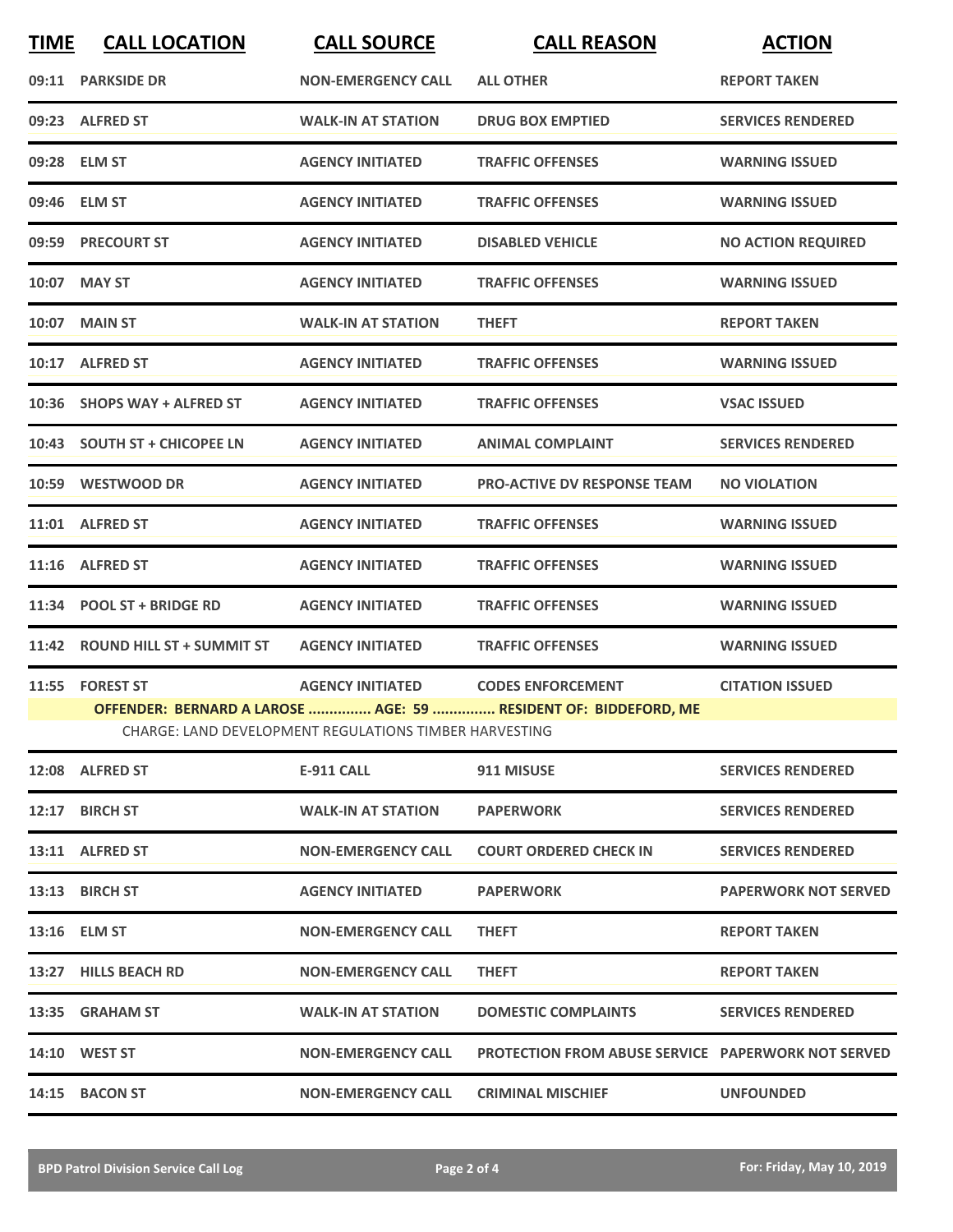| TIME | CALL LOCATION | CALL SOURCE | CALL REASON | ACTION |
|---|---|---|---|---|
| 09:11 | PARKSIDE DR | NON-EMERGENCY CALL | ALL OTHER | REPORT TAKEN |
| 09:23 | ALFRED ST | WALK-IN AT STATION | DRUG BOX EMPTIED | SERVICES RENDERED |
| 09:28 | ELM ST | AGENCY INITIATED | TRAFFIC OFFENSES | WARNING ISSUED |
| 09:46 | ELM ST | AGENCY INITIATED | TRAFFIC OFFENSES | WARNING ISSUED |
| 09:59 | PRECOURT ST | AGENCY INITIATED | DISABLED VEHICLE | NO ACTION REQUIRED |
| 10:07 | MAY ST | AGENCY INITIATED | TRAFFIC OFFENSES | WARNING ISSUED |
| 10:07 | MAIN ST | WALK-IN AT STATION | THEFT | REPORT TAKEN |
| 10:17 | ALFRED ST | AGENCY INITIATED | TRAFFIC OFFENSES | WARNING ISSUED |
| 10:36 | SHOPS WAY + ALFRED ST | AGENCY INITIATED | TRAFFIC OFFENSES | VSAC ISSUED |
| 10:43 | SOUTH ST + CHICOPEE LN | AGENCY INITIATED | ANIMAL COMPLAINT | SERVICES RENDERED |
| 10:59 | WESTWOOD DR | AGENCY INITIATED | PRO-ACTIVE DV RESPONSE TEAM | NO VIOLATION |
| 11:01 | ALFRED ST | AGENCY INITIATED | TRAFFIC OFFENSES | WARNING ISSUED |
| 11:16 | ALFRED ST | AGENCY INITIATED | TRAFFIC OFFENSES | WARNING ISSUED |
| 11:34 | POOL ST + BRIDGE RD | AGENCY INITIATED | TRAFFIC OFFENSES | WARNING ISSUED |
| 11:42 | ROUND HILL ST + SUMMIT ST | AGENCY INITIATED | TRAFFIC OFFENSES | WARNING ISSUED |
| 11:55 | FOREST ST | AGENCY INITIATED | CODES ENFORCEMENT | CITATION ISSUED |
| | **OFFENDER: BERNARD A LAROSE ............... AGE: 59 ............... RESIDENT OF: BIDDEFORD, ME** | | | |
| | CHARGE: LAND DEVELOPMENT REGULATIONS TIMBER HARVESTING | | | |
| 12:08 | ALFRED ST | E-911 CALL | 911 MISUSE | SERVICES RENDERED |
| 12:17 | BIRCH ST | WALK-IN AT STATION | PAPERWORK | SERVICES RENDERED |
| 13:11 | ALFRED ST | NON-EMERGENCY CALL | COURT ORDERED CHECK IN | SERVICES RENDERED |
| 13:13 | BIRCH ST | AGENCY INITIATED | PAPERWORK | PAPERWORK NOT SERVED |
| 13:16 | ELM ST | NON-EMERGENCY CALL | THEFT | REPORT TAKEN |
| 13:27 | HILLS BEACH RD | NON-EMERGENCY CALL | THEFT | REPORT TAKEN |
| 13:35 | GRAHAM ST | WALK-IN AT STATION | DOMESTIC COMPLAINTS | SERVICES RENDERED |
| 14:10 | WEST ST | NON-EMERGENCY CALL | PROTECTION FROM ABUSE SERVICE | PAPERWORK NOT SERVED |
| 14:15 | BACON ST | NON-EMERGENCY CALL | CRIMINAL MISCHIEF | UNFOUNDED |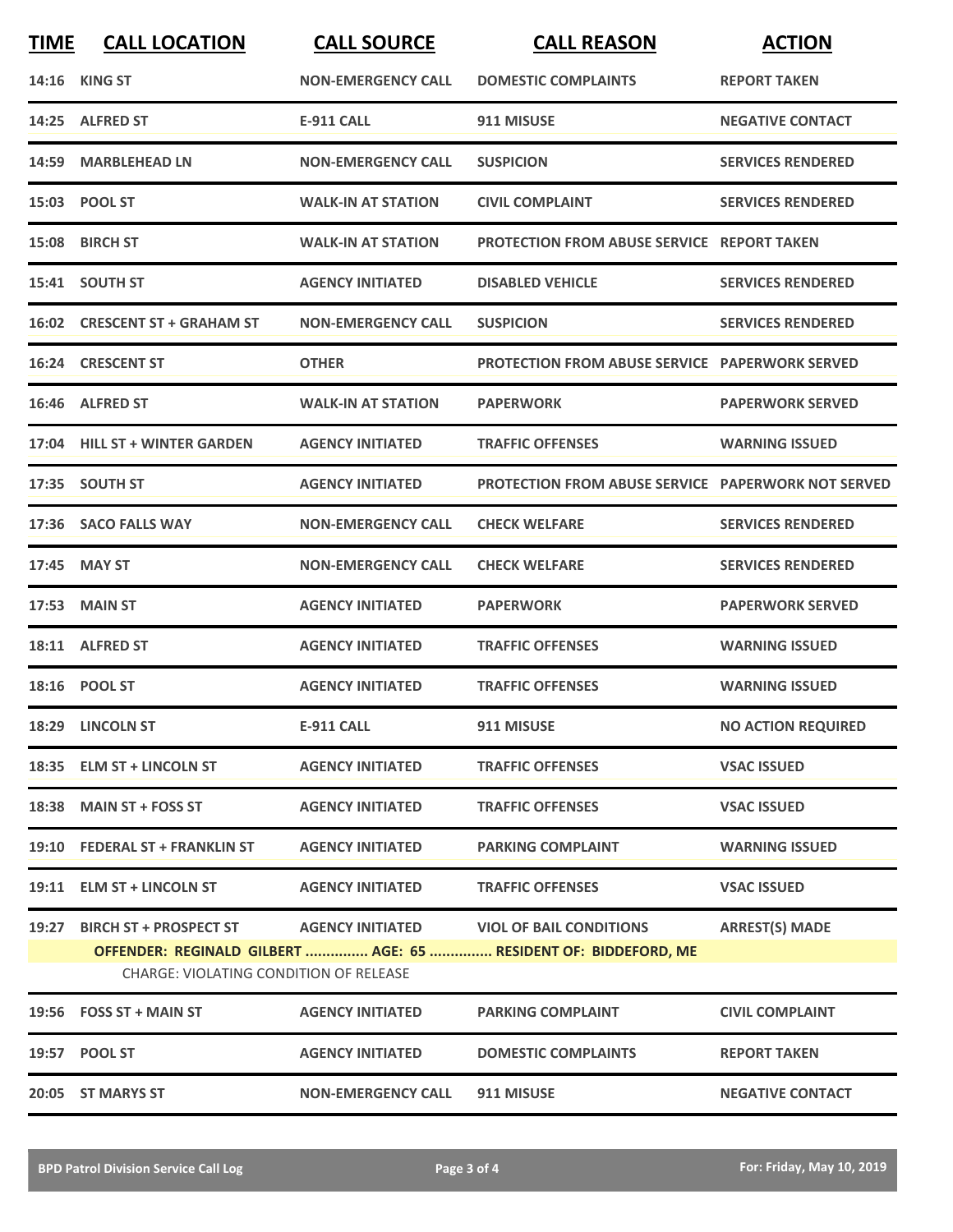| TIME | CALL LOCATION | CALL SOURCE | CALL REASON | ACTION |
|---|---|---|---|---|
| 14:16 | KING ST | NON-EMERGENCY CALL | DOMESTIC COMPLAINTS | REPORT TAKEN |
| 14:25 | ALFRED ST | E-911 CALL | 911 MISUSE | NEGATIVE CONTACT |
| 14:59 | MARBLEHEAD LN | NON-EMERGENCY CALL | SUSPICION | SERVICES RENDERED |
| 15:03 | POOL ST | WALK-IN AT STATION | CIVIL COMPLAINT | SERVICES RENDERED |
| 15:08 | BIRCH ST | WALK-IN AT STATION | PROTECTION FROM ABUSE SERVICE | REPORT TAKEN |
| 15:41 | SOUTH ST | AGENCY INITIATED | DISABLED VEHICLE | SERVICES RENDERED |
| 16:02 | CRESCENT ST + GRAHAM ST | NON-EMERGENCY CALL | SUSPICION | SERVICES RENDERED |
| 16:24 | CRESCENT ST | OTHER | PROTECTION FROM ABUSE SERVICE | PAPERWORK SERVED |
| 16:46 | ALFRED ST | WALK-IN AT STATION | PAPERWORK | PAPERWORK SERVED |
| 17:04 | HILL ST + WINTER GARDEN | AGENCY INITIATED | TRAFFIC OFFENSES | WARNING ISSUED |
| 17:35 | SOUTH ST | AGENCY INITIATED | PROTECTION FROM ABUSE SERVICE | PAPERWORK NOT SERVED |
| 17:36 | SACO FALLS WAY | NON-EMERGENCY CALL | CHECK WELFARE | SERVICES RENDERED |
| 17:45 | MAY ST | NON-EMERGENCY CALL | CHECK WELFARE | SERVICES RENDERED |
| 17:53 | MAIN ST | AGENCY INITIATED | PAPERWORK | PAPERWORK SERVED |
| 18:11 | ALFRED ST | AGENCY INITIATED | TRAFFIC OFFENSES | WARNING ISSUED |
| 18:16 | POOL ST | AGENCY INITIATED | TRAFFIC OFFENSES | WARNING ISSUED |
| 18:29 | LINCOLN ST | E-911 CALL | 911 MISUSE | NO ACTION REQUIRED |
| 18:35 | ELM ST + LINCOLN ST | AGENCY INITIATED | TRAFFIC OFFENSES | VSAC ISSUED |
| 18:38 | MAIN ST + FOSS ST | AGENCY INITIATED | TRAFFIC OFFENSES | VSAC ISSUED |
| 19:10 | FEDERAL ST + FRANKLIN ST | AGENCY INITIATED | PARKING COMPLAINT | WARNING ISSUED |
| 19:11 | ELM ST + LINCOLN ST | AGENCY INITIATED | TRAFFIC OFFENSES | VSAC ISSUED |
| 19:27 | BIRCH ST + PROSPECT ST | AGENCY INITIATED | VIOL OF BAIL CONDITIONS | ARREST(S) MADE |
| | OFFENDER: REGINALD GILBERT ............... AGE: 65 ............... RESIDENT OF: BIDDEFORD, ME | | | |
| | CHARGE: VIOLATING CONDITION OF RELEASE | | | |
| 19:56 | FOSS ST + MAIN ST | AGENCY INITIATED | PARKING COMPLAINT | CIVIL COMPLAINT |
| 19:57 | POOL ST | AGENCY INITIATED | DOMESTIC COMPLAINTS | REPORT TAKEN |
| 20:05 | ST MARYS ST | NON-EMERGENCY CALL | 911 MISUSE | NEGATIVE CONTACT |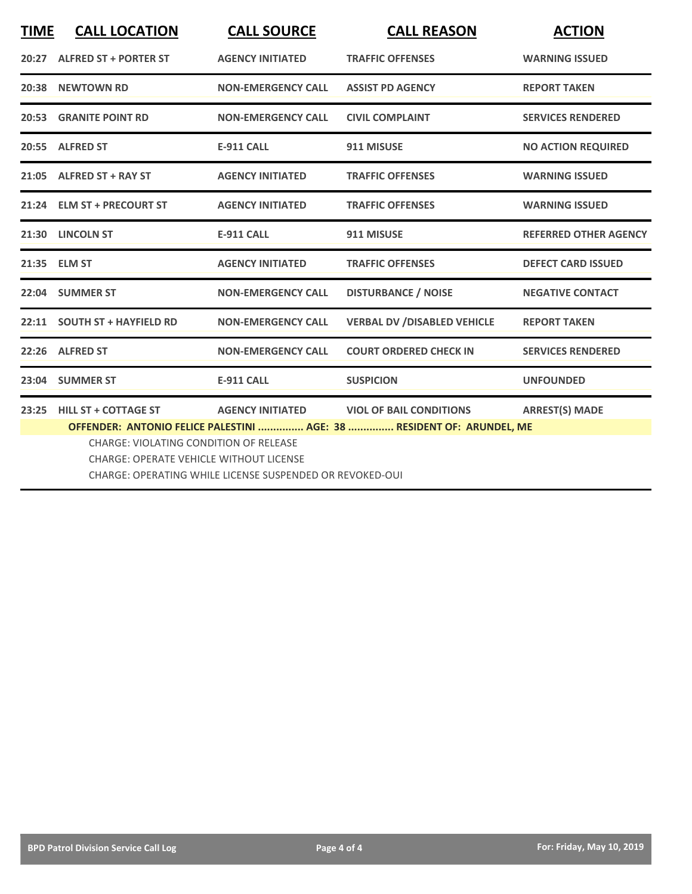| TIME | CALL LOCATION | CALL SOURCE | CALL REASON | ACTION |
| --- | --- | --- | --- | --- |
| 20:27 | ALFRED ST + PORTER ST | AGENCY INITIATED | TRAFFIC OFFENSES | WARNING ISSUED |
| 20:38 | NEWTOWN RD | NON-EMERGENCY CALL | ASSIST PD AGENCY | REPORT TAKEN |
| 20:53 | GRANITE POINT RD | NON-EMERGENCY CALL | CIVIL COMPLAINT | SERVICES RENDERED |
| 20:55 | ALFRED ST | E-911 CALL | 911 MISUSE | NO ACTION REQUIRED |
| 21:05 | ALFRED ST + RAY ST | AGENCY INITIATED | TRAFFIC OFFENSES | WARNING ISSUED |
| 21:24 | ELM ST + PRECOURT ST | AGENCY INITIATED | TRAFFIC OFFENSES | WARNING ISSUED |
| 21:30 | LINCOLN ST | E-911 CALL | 911 MISUSE | REFERRED OTHER AGENCY |
| 21:35 | ELM ST | AGENCY INITIATED | TRAFFIC OFFENSES | DEFECT CARD ISSUED |
| 22:04 | SUMMER ST | NON-EMERGENCY CALL | DISTURBANCE / NOISE | NEGATIVE CONTACT |
| 22:11 | SOUTH ST + HAYFIELD RD | NON-EMERGENCY CALL | VERBAL DV /DISABLED VEHICLE | REPORT TAKEN |
| 22:26 | ALFRED ST | NON-EMERGENCY CALL | COURT ORDERED CHECK IN | SERVICES RENDERED |
| 23:04 | SUMMER ST | E-911 CALL | SUSPICION | UNFOUNDED |
| 23:25 | HILL ST + COTTAGE ST | AGENCY INITIATED | VIOL OF BAIL CONDITIONS | ARREST(S) MADE |

**OFFENDER: ANTONIO FELICE PALESTINI ............... AGE: 38 ............... RESIDENT OF: ARUNDEL, ME**

CHARGE: VIOLATING CONDITION OF RELEASE
CHARGE: OPERATE VEHICLE WITHOUT LICENSE
CHARGE: OPERATING WHILE LICENSE SUSPENDED OR REVOKED-OUI